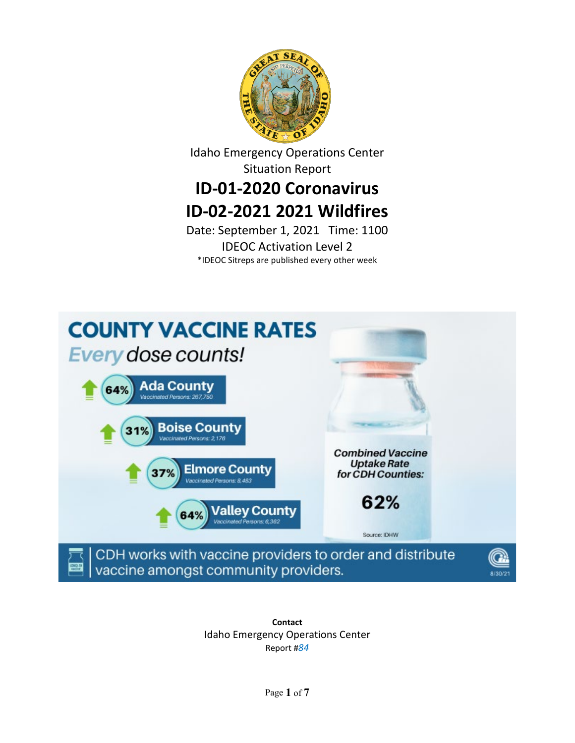Idaho Emergency Operations Center
Situation Report

# ID-01-2020 Coronavirus
# ID-02-2021 2021 Wildfires

Date: September 1, 2021 Time: 1100

IDEOC Activation Level 2

*IDEOC Sitreps are published every other week

## COUNTY VACCINE RATES

*Every dose counts!*

- 64% **Ada County** — Vaccinated Persons: 267,750
- 31% **Boise County** — Vaccinated Persons: 2,176
- 37% **Elmore County** — Vaccinated Persons: 8,483
- 64% **Valley County** — Vaccinated Persons: 6,362

*Combined Vaccine Uptake Rate for CDH Counties:* **62%**

Source: IDHW

CDH works with vaccine providers to order and distribute vaccine amongst community providers.

8/30/21

**Contact**

Idaho Emergency Operations Center

Report #*84*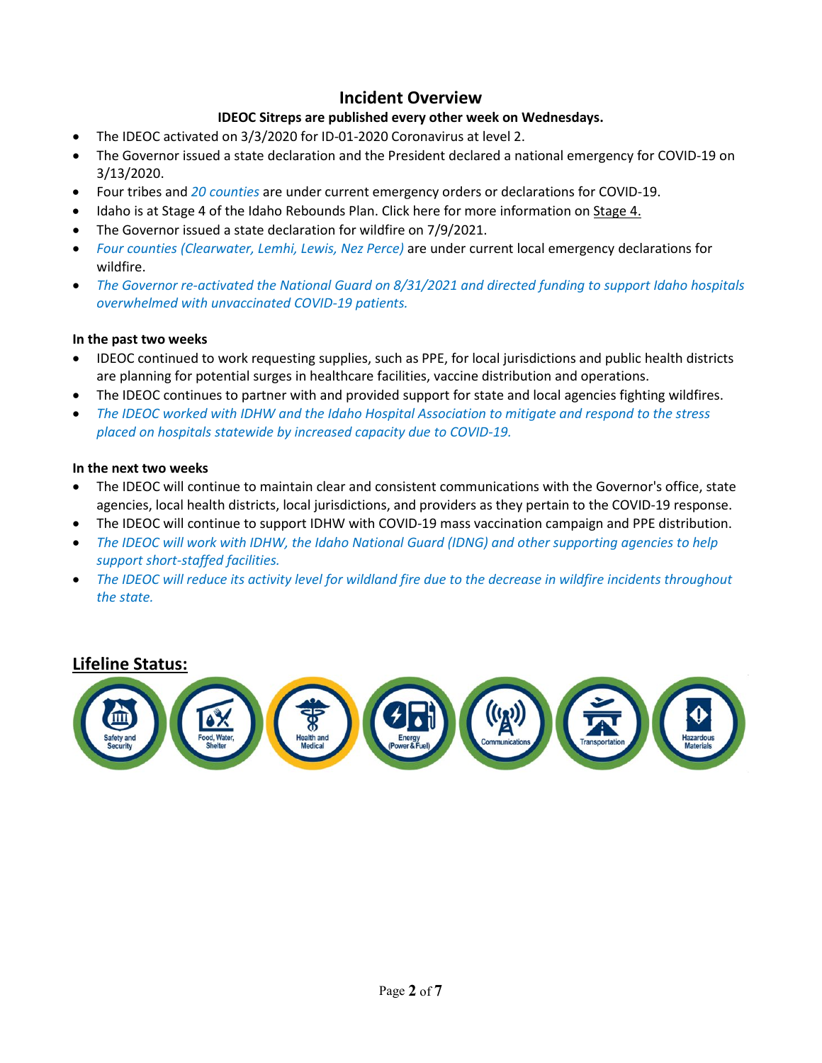# Incident Overview

**IDEOC Sitreps are published every other week on Wednesdays.**

- The IDEOC activated on 3/3/2020 for ID-01-2020 Coronavirus at level 2.
- The Governor issued a state declaration and the President declared a national emergency for COVID-19 on 3/13/2020.
- Four tribes and *20 counties* are under current emergency orders or declarations for COVID-19.
- Idaho is at Stage 4 of the Idaho Rebounds Plan. Click here for more information on Stage 4.
- The Governor issued a state declaration for wildfire on 7/9/2021.
- *Four counties (Clearwater, Lemhi, Lewis, Nez Perce)* are under current local emergency declarations for wildfire.
- *The Governor re-activated the National Guard on 8/31/2021 and directed funding to support Idaho hospitals overwhelmed with unvaccinated COVID-19 patients.*

**In the past two weeks**

- IDEOC continued to work requesting supplies, such as PPE, for local jurisdictions and public health districts are planning for potential surges in healthcare facilities, vaccine distribution and operations.
- The IDEOC continues to partner with and provided support for state and local agencies fighting wildfires.
- *The IDEOC worked with IDHW and the Idaho Hospital Association to mitigate and respond to the stress placed on hospitals statewide by increased capacity due to COVID-19.*

**In the next two weeks**

- The IDEOC will continue to maintain clear and consistent communications with the Governor's office, state agencies, local health districts, local jurisdictions, and providers as they pertain to the COVID-19 response.
- The IDEOC will continue to support IDHW with COVID-19 mass vaccination campaign and PPE distribution.
- *The IDEOC will work with IDHW, the Idaho National Guard (IDNG) and other supporting agencies to help support short-staffed facilities.*
- *The IDEOC will reduce its activity level for wildland fire due to the decrease in wildfire incidents throughout the state.*

## Lifeline Status:

Safety and Security | Food, Water, Shelter | Health and Medical | Energy (Power & Fuel) | Communications | Transportation | Hazardous Materials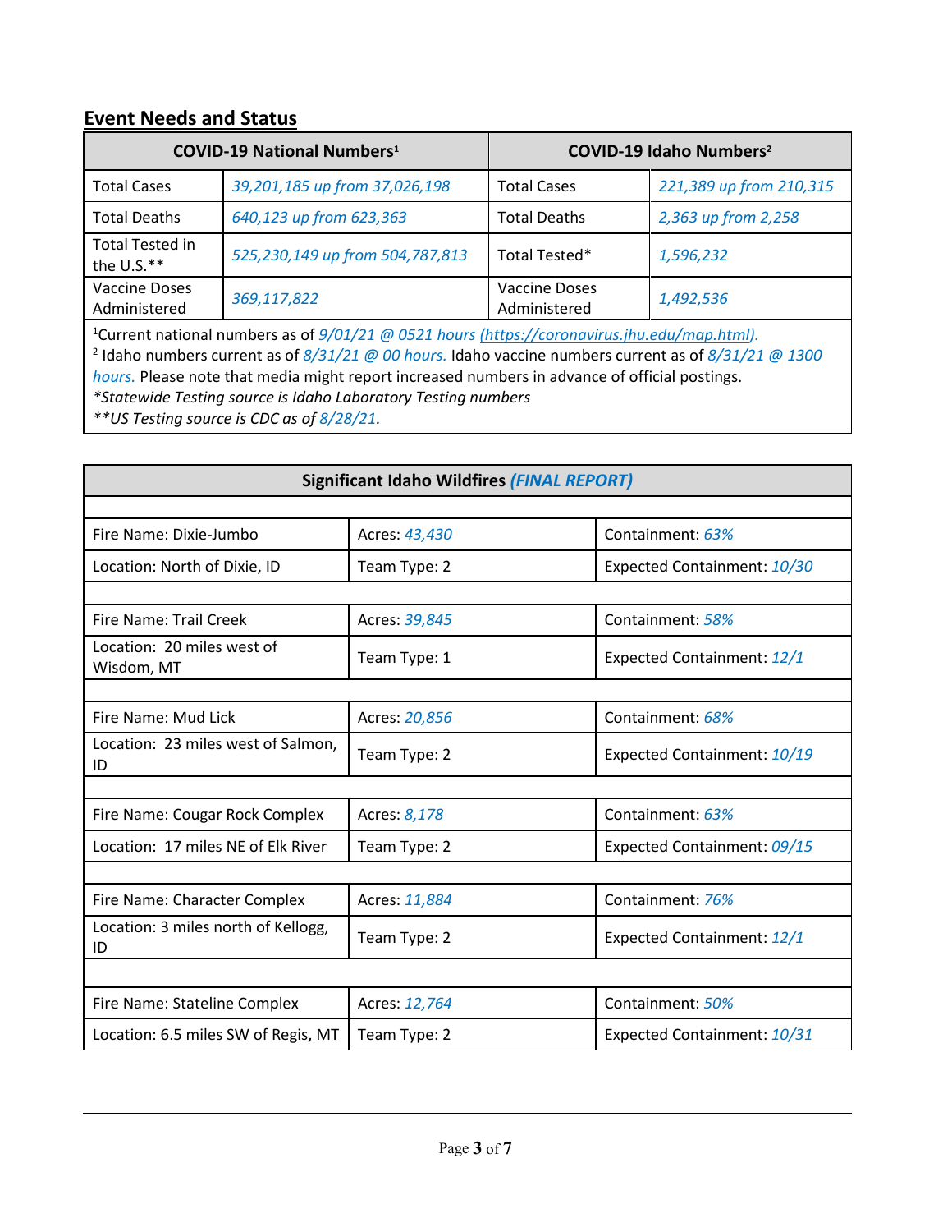## Event Needs and Status

| COVID-19 National Numbers[1] | | COVID-19 Idaho Numbers[2] | |
|---|---|---|---|
| Total Cases | *39,201,185 up from 37,026,198* | Total Cases | *221,389 up from 210,315* |
| Total Deaths | *640,123 up from 623,363* | Total Deaths | *2,363 up from 2,258* |
| Total Tested in the U.S.** | *525,230,149 up from 504,787,813* | Total Tested* | *1,596,232* |
| Vaccine Doses Administered | *369,117,822* | Vaccine Doses Administered | *1,492,536* |

[1]Current national numbers as of *9/01/21 @ 0521 hours (https://coronavirus.jhu.edu/map.html).*
[2] Idaho numbers current as of *8/31/21 @ 00 hours.* Idaho vaccine numbers current as of *8/31/21 @ 1300 hours.* Please note that media might report increased numbers in advance of official postings.
*\*Statewide Testing source is Idaho Laboratory Testing numbers*
*\*\*US Testing source is CDC as of 8/28/21.*

| Significant Idaho Wildfires *(FINAL REPORT)* | | |
|---|---|---|
| Fire Name: Dixie-Jumbo | Acres: *43,430* | Containment: *63%* |
| Location: North of Dixie, ID | Team Type: 2 | Expected Containment: *10/30* |
| | | |
| Fire Name: Trail Creek | Acres: *39,845* | Containment: *58%* |
| Location: 20 miles west of Wisdom, MT | Team Type: 1 | Expected Containment: *12/1* |
| | | |
| Fire Name: Mud Lick | Acres: *20,856* | Containment: *68%* |
| Location: 23 miles west of Salmon, ID | Team Type: 2 | Expected Containment: *10/19* |
| | | |
| Fire Name: Cougar Rock Complex | Acres: *8,178* | Containment: *63%* |
| Location: 17 miles NE of Elk River | Team Type: 2 | Expected Containment: *09/15* |
| | | |
| Fire Name: Character Complex | Acres: *11,884* | Containment: *76%* |
| Location: 3 miles north of Kellogg, ID | Team Type: 2 | Expected Containment: *12/1* |
| | | |
| Fire Name: Stateline Complex | Acres: *12,764* | Containment: *50%* |
| Location: 6.5 miles SW of Regis, MT | Team Type: 2 | Expected Containment: *10/31* |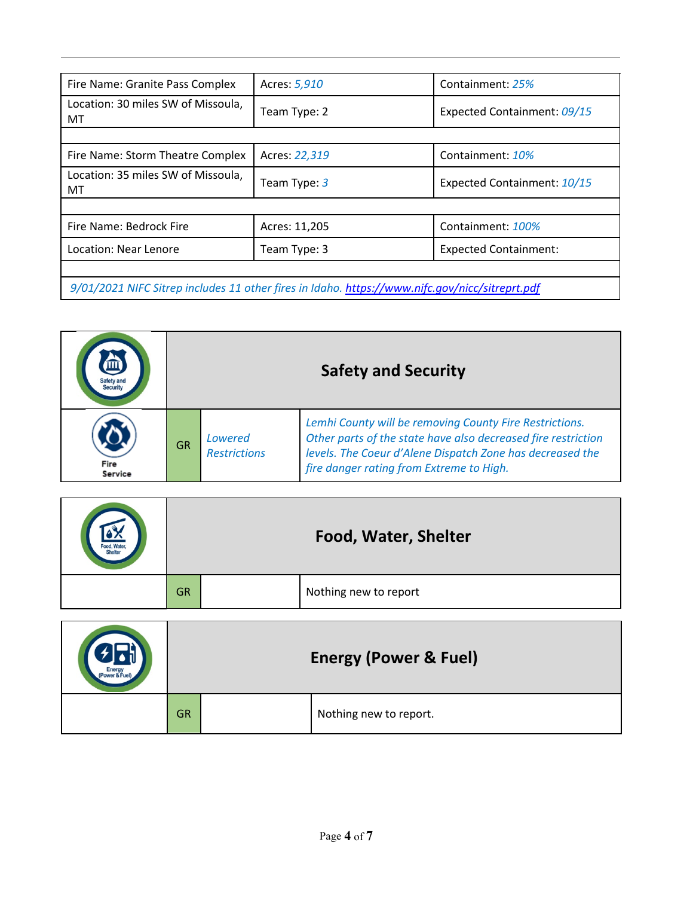| Fire Name: Granite Pass Complex | Acres: *5,910* | Containment: *25%* |
|---|---|---|
| Location: 30 miles SW of Missoula, MT | Team Type: 2 | Expected Containment: *09/15* |
| | | |
| Fire Name: Storm Theatre Complex | Acres: *22,319* | Containment: *10%* |
| Location: 35 miles SW of Missoula, MT | Team Type: *3* | Expected Containment: *10/15* |
| | | |
| Fire Name: Bedrock Fire | Acres: 11,205 | Containment: *100%* |
| Location: Near Lenore | Team Type: 3 | Expected Containment: |
| | | |
| *9/01/2021 NIFC Sitrep includes 11 other fires in Idaho.* https://www.nifc.gov/nicc/sitreprt.pdf | | |

## Safety and Security

| Safety and Security | | | |
|---|---|---|---|
| Fire Service | GR | *Lowered Restrictions* | *Lemhi County will be removing County Fire Restrictions. Other parts of the state have also decreased fire restriction levels. The Coeur d'Alene Dispatch Zone has decreased the fire danger rating from Extreme to High.* |

## Food, Water, Shelter

| Food, Water, Shelter | | | |
|---|---|---|---|
| | GR | | Nothing new to report |

## Energy (Power & Fuel)

| Energy (Power & Fuel) | | | |
|---|---|---|---|
| | GR | | Nothing new to report. |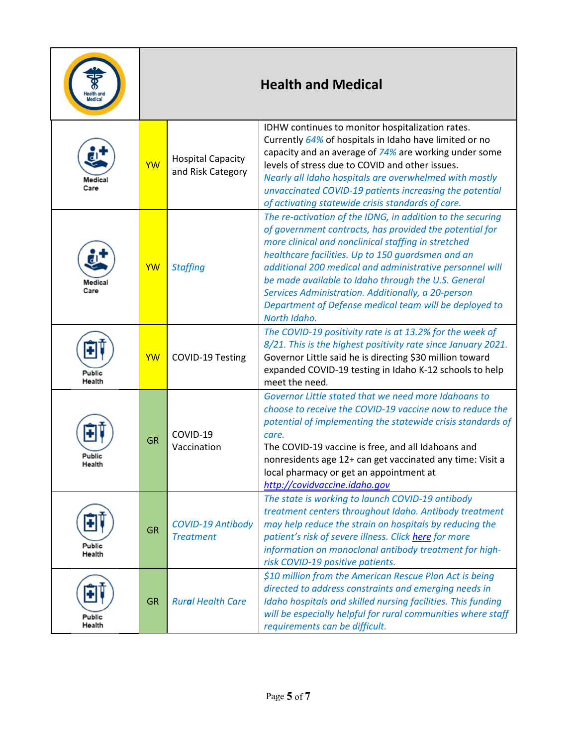| Health and Medical | | | |
|---|---|---|---|
| Medical Care | YW | Hospital Capacity and Risk Category | IDHW continues to monitor hospitalization rates. Currently *64%* of hospitals in Idaho have limited or no capacity and an average of *74%* are working under some levels of stress due to COVID and other issues. *Nearly all Idaho hospitals are overwhelmed with mostly unvaccinated COVID-19 patients increasing the potential of activating statewide crisis standards of care.* |
| Medical Care | YW | *Staffing* | *The re-activation of the IDNG, in addition to the securing of government contracts, has provided the potential for more clinical and nonclinical staffing in stretched healthcare facilities. Up to 150 guardsmen and an additional 200 medical and administrative personnel will be made available to Idaho through the U.S. General Services Administration. Additionally, a 20-person Department of Defense medical team will be deployed to North Idaho.* |
| Public Health | YW | COVID-19 Testing | *The COVID-19 positivity rate is at 13.2% for the week of 8/21. This is the highest positivity rate since January 2021.* Governor Little said he is directing $30 million toward expanded COVID-19 testing in Idaho K-12 schools to help meet the need. |
| Public Health | GR | COVID-19 Vaccination | *Governor Little stated that we need more Idahoans to choose to receive the COVID-19 vaccine now to reduce the potential of implementing the statewide crisis standards of care.* The COVID-19 vaccine is free, and all Idahoans and nonresidents age 12+ can get vaccinated any time: Visit a local pharmacy or get an appointment at http://covidvaccine.idaho.gov |
| Public Health | GR | *COVID-19 Antibody Treatment* | *The state is working to launch COVID-19 antibody treatment centers throughout Idaho. Antibody treatment may help reduce the strain on hospitals by reducing the patient's risk of severe illness. Click here for more information on monoclonal antibody treatment for high-risk COVID-19 positive patients.* |
| Public Health | GR | *Rural Health Care* | *$10 million from the American Rescue Plan Act is being directed to address constraints and emerging needs in Idaho hospitals and skilled nursing facilities. This funding will be especially helpful for rural communities where staff requirements can be difficult.* |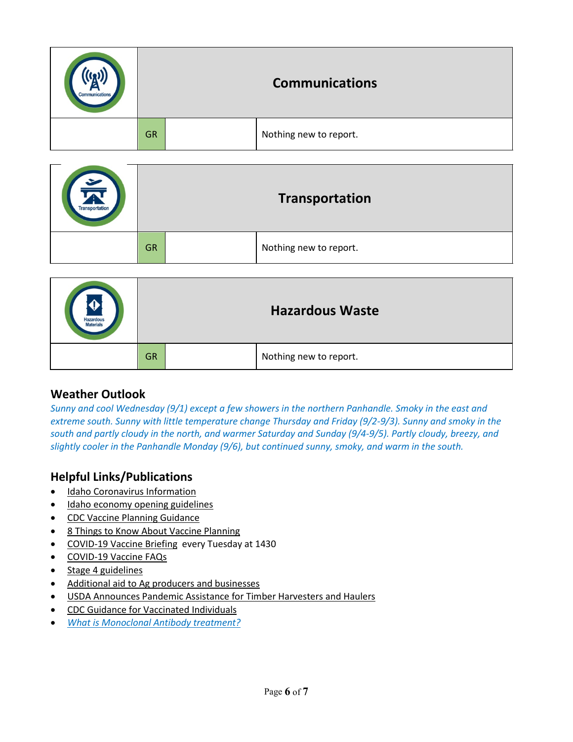| Communications | | | |
|---|---|---|---|
| | GR | | Nothing new to report. |

| Transportation | | | |
|---|---|---|---|
| | GR | | Nothing new to report. |

| Hazardous Waste | | | |
|---|---|---|---|
| | GR | | Nothing new to report. |

## Weather Outlook

*Sunny and cool Wednesday (9/1) except a few showers in the northern Panhandle. Smoky in the east and extreme south. Sunny with little temperature change Thursday and Friday (9/2-9/3). Sunny and smoky in the south and partly cloudy in the north, and warmer Saturday and Sunday (9/4-9/5). Partly cloudy, breezy, and slightly cooler in the Panhandle Monday (9/6), but continued sunny, smoky, and warm in the south.*

## Helpful Links/Publications

- Idaho Coronavirus Information
- Idaho economy opening guidelines
- CDC Vaccine Planning Guidance
- 8 Things to Know About Vaccine Planning
- COVID-19 Vaccine Briefing every Tuesday at 1430
- COVID-19 Vaccine FAQs
- Stage 4 guidelines
- Additional aid to Ag producers and businesses
- USDA Announces Pandemic Assistance for Timber Harvesters and Haulers
- CDC Guidance for Vaccinated Individuals
- *What is Monoclonal Antibody treatment?*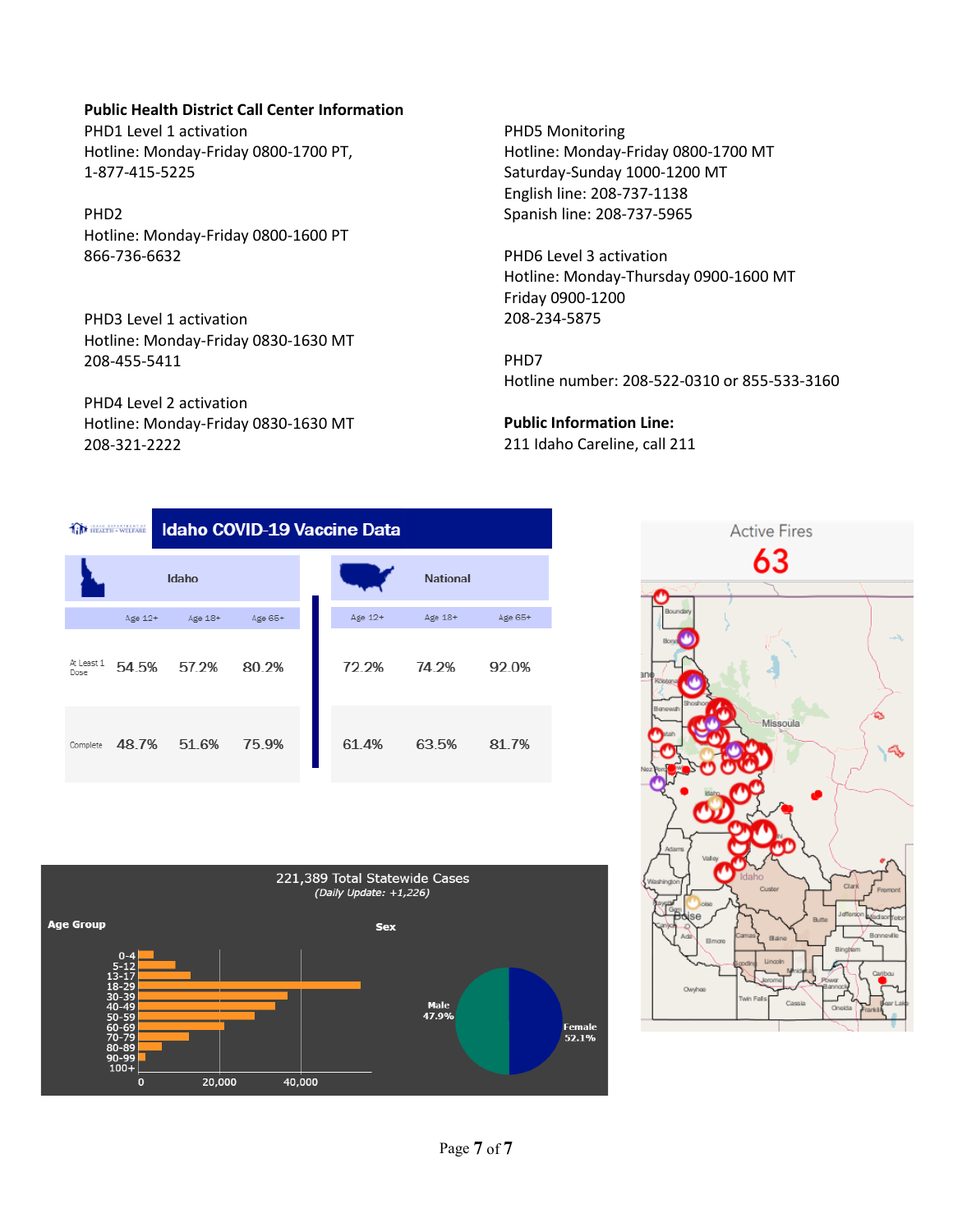**Public Health District Call Center Information**

PHD1 Level 1 activation
Hotline: Monday-Friday 0800-1700 PT,
1-877-415-5225

PHD2
Hotline: Monday-Friday 0800-1600 PT
866-736-6632

PHD3 Level 1 activation
Hotline: Monday-Friday 0830-1630 MT
208-455-5411

PHD4 Level 2 activation
Hotline: Monday-Friday 0830-1630 MT
208-321-2222

PHD5 Monitoring
Hotline: Monday-Friday 0800-1700 MT
Saturday-Sunday 1000-1200 MT
English line: 208-737-1138
Spanish line: 208-737-5965

PHD6 Level 3 activation
Hotline: Monday-Thursday 0900-1600 MT
Friday 0900-1200
208-234-5875

PHD7
Hotline number: 208-522-0310 or 855-533-3160

**Public Information Line:**
211 Idaho Careline, call 211

**Idaho COVID-19 Vaccine Data**

| | Idaho | | | National | | |
|---|---|---|---|---|---|---|
| | Age 12+ | Age 18+ | Age 65+ | Age 12+ | Age 18+ | Age 65+ |
| At Least 1 Dose | 54.5% | 57.2% | 80.2% | 72.2% | 74.2% | 92.0% |
| Complete | 48.7% | 51.6% | 75.9% | 61.4% | 63.5% | 81.7% |

Active Fires
63

221,389 Total Statewide Cases
*(Daily Update: +1,226)*

Age Group

0-4
5-12
13-17
18-29
30-39
40-49
50-59
60-69
70-79
80-89
90-99
100+

0
20,000
40,000

Sex

Male
47.9%

Female
52.1%